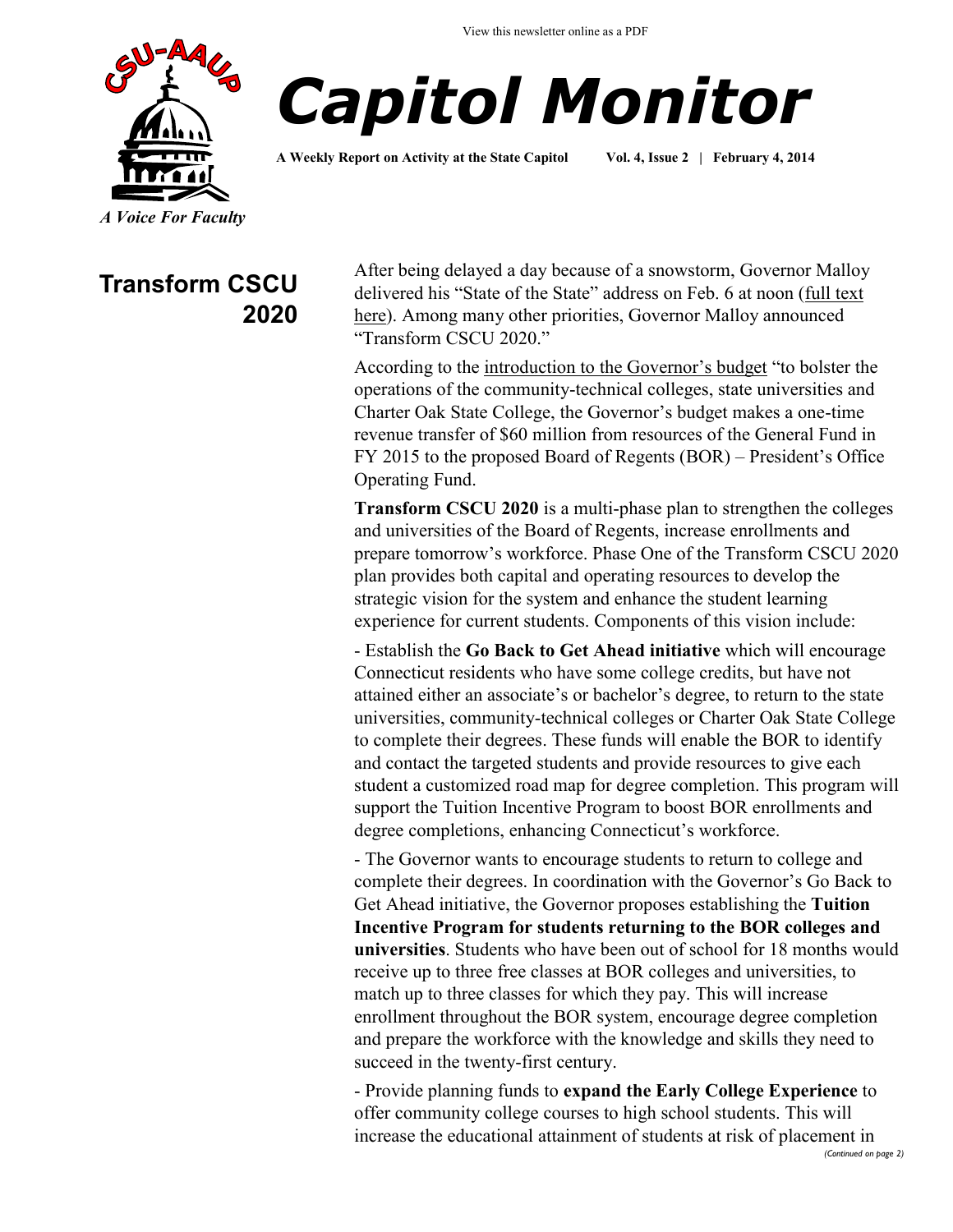View this newsletter online as a PDF

# Capitol Monitor

**A Weekly Report on Activity at the State Capitol Vol. 4, Issue 2 | February 4, 2014**

*A Voice For Faculty*

## Transform CSCU 2020

After being delayed a day because of a snowstorm, Governor Malloy delivered his "State of the State" address on Feb. 6 at noon (full text here). Among many other priorities, Governor Malloy announced "Transform CSCU 2020."

According to the introduction to the Governor's budget "to bolster the operations of the community-technical colleges, state universities and Charter Oak State College, the Governor's budget makes a one-time revenue transfer of $60 million from resources of the General Fund in FY 2015 to the proposed Board of Regents (BOR) – President's Office Operating Fund.

**Transform CSCU 2020** is a multi-phase plan to strengthen the colleges and universities of the Board of Regents, increase enrollments and prepare tomorrow's workforce. Phase One of the Transform CSCU 2020 plan provides both capital and operating resources to develop the strategic vision for the system and enhance the student learning experience for current students. Components of this vision include:

- Establish the **Go Back to Get Ahead initiative** which will encourage Connecticut residents who have some college credits, but have not attained either an associate's or bachelor's degree, to return to the state universities, community-technical colleges or Charter Oak State College to complete their degrees. These funds will enable the BOR to identify and contact the targeted students and provide resources to give each student a customized road map for degree completion. This program will support the Tuition Incentive Program to boost BOR enrollments and degree completions, enhancing Connecticut's workforce.

- The Governor wants to encourage students to return to college and complete their degrees. In coordination with the Governor's Go Back to Get Ahead initiative, the Governor proposes establishing the **Tuition Incentive Program for students returning to the BOR colleges and universities**. Students who have been out of school for 18 months would receive up to three free classes at BOR colleges and universities, to match up to three classes for which they pay. This will increase enrollment throughout the BOR system, encourage degree completion and prepare the workforce with the knowledge and skills they need to succeed in the twenty-first century.

- Provide planning funds to **expand the Early College Experience** to offer community college courses to high school students. This will increase the educational attainment of students at risk of placement in

*(Continued on page 2)*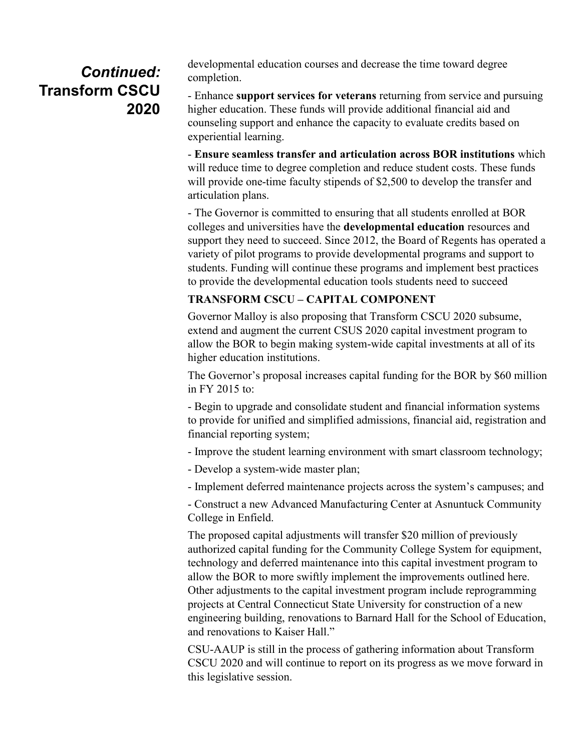## *Continued:* Transform CSCU 2020

developmental education courses and decrease the time toward degree completion.

- Enhance **support services for veterans** returning from service and pursuing higher education. These funds will provide additional financial aid and counseling support and enhance the capacity to evaluate credits based on experiential learning.

- **Ensure seamless transfer and articulation across BOR institutions** which will reduce time to degree completion and reduce student costs. These funds will provide one-time faculty stipends of $2,500 to develop the transfer and articulation plans.

- The Governor is committed to ensuring that all students enrolled at BOR colleges and universities have the **developmental education** resources and support they need to succeed. Since 2012, the Board of Regents has operated a variety of pilot programs to provide developmental programs and support to students. Funding will continue these programs and implement best practices to provide the developmental education tools students need to succeed

**TRANSFORM CSCU – CAPITAL COMPONENT**

Governor Malloy is also proposing that Transform CSCU 2020 subsume, extend and augment the current CSUS 2020 capital investment program to allow the BOR to begin making system-wide capital investments at all of its higher education institutions.

The Governor's proposal increases capital funding for the BOR by $60 million in FY 2015 to:

- Begin to upgrade and consolidate student and financial information systems to provide for unified and simplified admissions, financial aid, registration and financial reporting system;

- Improve the student learning environment with smart classroom technology;

- Develop a system-wide master plan;

- Implement deferred maintenance projects across the system's campuses; and

- Construct a new Advanced Manufacturing Center at Asnuntuck Community College in Enfield.

The proposed capital adjustments will transfer $20 million of previously authorized capital funding for the Community College System for equipment, technology and deferred maintenance into this capital investment program to allow the BOR to more swiftly implement the improvements outlined here. Other adjustments to the capital investment program include reprogramming projects at Central Connecticut State University for construction of a new engineering building, renovations to Barnard Hall for the School of Education, and renovations to Kaiser Hall."

CSU-AAUP is still in the process of gathering information about Transform CSCU 2020 and will continue to report on its progress as we move forward in this legislative session.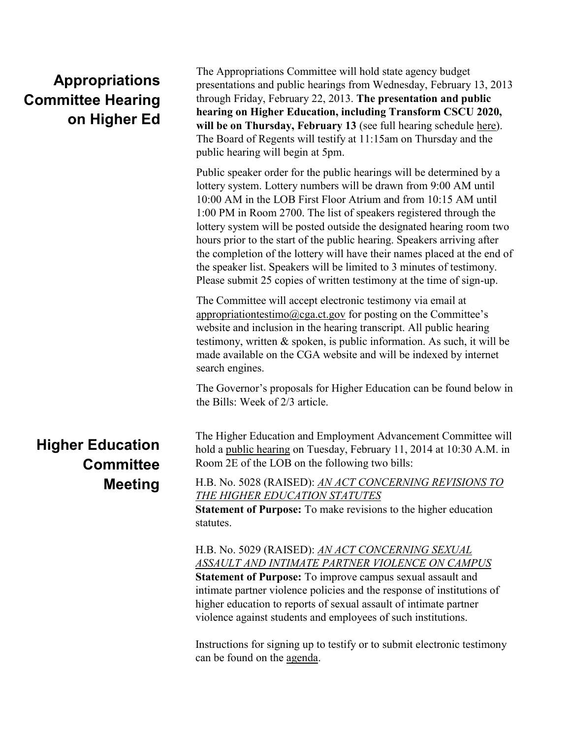## Appropriations Committee Hearing on Higher Ed

The Appropriations Committee will hold state agency budget presentations and public hearings from Wednesday, February 13, 2013 through Friday, February 22, 2013. **The presentation and public hearing on Higher Education, including Transform CSCU 2020, will be on Thursday, February 13** (see full hearing schedule here). The Board of Regents will testify at 11:15am on Thursday and the public hearing will begin at 5pm.

Public speaker order for the public hearings will be determined by a lottery system. Lottery numbers will be drawn from 9:00 AM until 10:00 AM in the LOB First Floor Atrium and from 10:15 AM until 1:00 PM in Room 2700. The list of speakers registered through the lottery system will be posted outside the designated hearing room two hours prior to the start of the public hearing. Speakers arriving after the completion of the lottery will have their names placed at the end of the speaker list. Speakers will be limited to 3 minutes of testimony. Please submit 25 copies of written testimony at the time of sign-up.

The Committee will accept electronic testimony via email at appropriationtestimo@cga.ct.gov for posting on the Committee's website and inclusion in the hearing transcript. All public hearing testimony, written & spoken, is public information. As such, it will be made available on the CGA website and will be indexed by internet search engines.

The Governor's proposals for Higher Education can be found below in the Bills: Week of 2/3 article.

## Higher Education Committee Meeting

The Higher Education and Employment Advancement Committee will hold a public hearing on Tuesday, February 11, 2014 at 10:30 A.M. in Room 2E of the LOB on the following two bills:

H.B. No. 5028 (RAISED): *AN ACT CONCERNING REVISIONS TO THE HIGHER EDUCATION STATUTES*
**Statement of Purpose:** To make revisions to the higher education statutes.

H.B. No. 5029 (RAISED): *AN ACT CONCERNING SEXUAL ASSAULT AND INTIMATE PARTNER VIOLENCE ON CAMPUS*
**Statement of Purpose:** To improve campus sexual assault and intimate partner violence policies and the response of institutions of higher education to reports of sexual assault of intimate partner violence against students and employees of such institutions.

Instructions for signing up to testify or to submit electronic testimony can be found on the agenda.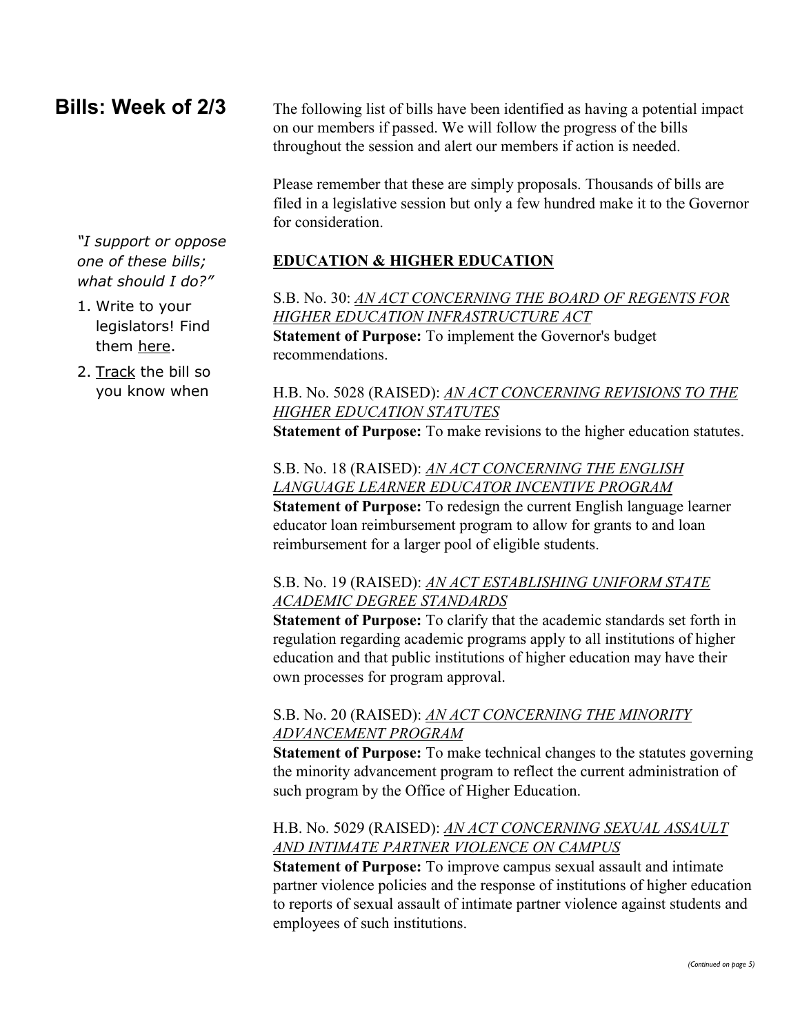## Bills: Week of 2/3

*"I support or oppose one of these bills; what should I do?"*

1. Write to your legislators! Find them here.
2. Track the bill so you know when

The following list of bills have been identified as having a potential impact on our members if passed. We will follow the progress of the bills throughout the session and alert our members if action is needed.

Please remember that these are simply proposals. Thousands of bills are filed in a legislative session but only a few hundred make it to the Governor for consideration.

### EDUCATION & HIGHER EDUCATION

S.B. No. 30: *AN ACT CONCERNING THE BOARD OF REGENTS FOR HIGHER EDUCATION INFRASTRUCTURE ACT*
**Statement of Purpose:** To implement the Governor's budget recommendations.

H.B. No. 5028 (RAISED): *AN ACT CONCERNING REVISIONS TO THE HIGHER EDUCATION STATUTES*
**Statement of Purpose:** To make revisions to the higher education statutes.

S.B. No. 18 (RAISED): *AN ACT CONCERNING THE ENGLISH LANGUAGE LEARNER EDUCATOR INCENTIVE PROGRAM*
**Statement of Purpose:** To redesign the current English language learner educator loan reimbursement program to allow for grants to and loan reimbursement for a larger pool of eligible students.

S.B. No. 19 (RAISED): *AN ACT ESTABLISHING UNIFORM STATE ACADEMIC DEGREE STANDARDS*
**Statement of Purpose:** To clarify that the academic standards set forth in regulation regarding academic programs apply to all institutions of higher education and that public institutions of higher education may have their own processes for program approval.

S.B. No. 20 (RAISED): *AN ACT CONCERNING THE MINORITY ADVANCEMENT PROGRAM*
**Statement of Purpose:** To make technical changes to the statutes governing the minority advancement program to reflect the current administration of such program by the Office of Higher Education.

H.B. No. 5029 (RAISED): *AN ACT CONCERNING SEXUAL ASSAULT AND INTIMATE PARTNER VIOLENCE ON CAMPUS*
**Statement of Purpose:** To improve campus sexual assault and intimate partner violence policies and the response of institutions of higher education to reports of sexual assault of intimate partner violence against students and employees of such institutions.

*(Continued on page 5)*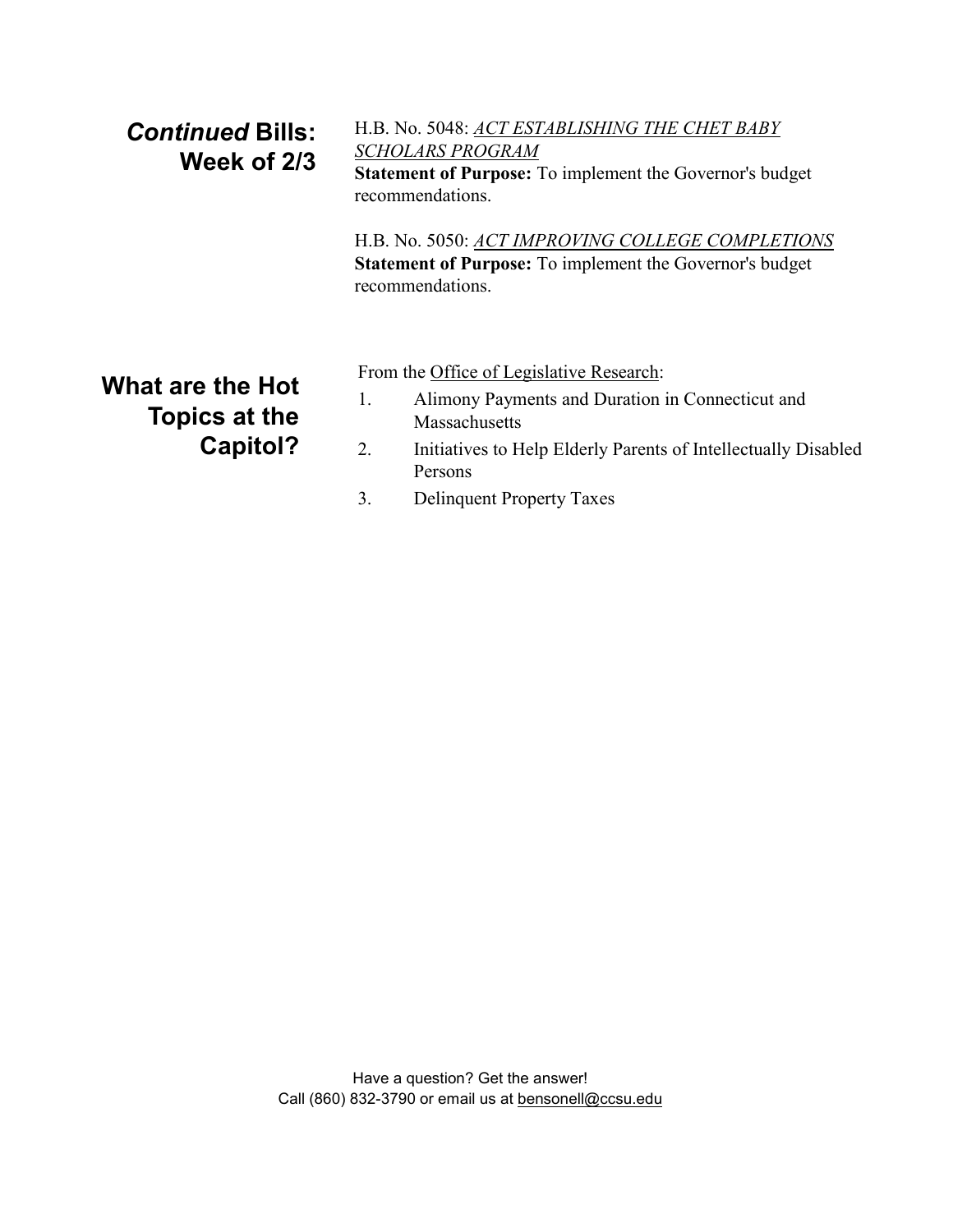## *Continued* Bills: Week of 2/3

H.B. No. 5048: *ACT ESTABLISHING THE CHET BABY SCHOLARS PROGRAM*
**Statement of Purpose:** To implement the Governor's budget recommendations.

H.B. No. 5050: *ACT IMPROVING COLLEGE COMPLETIONS*
**Statement of Purpose:** To implement the Governor's budget recommendations.

## What are the Hot Topics at the Capitol?

From the Office of Legislative Research:

1. Alimony Payments and Duration in Connecticut and Massachusetts
2. Initiatives to Help Elderly Parents of Intellectually Disabled Persons
3. Delinquent Property Taxes

Have a question? Get the answer!
Call (860) 832-3790 or email us at bensonell@ccsu.edu